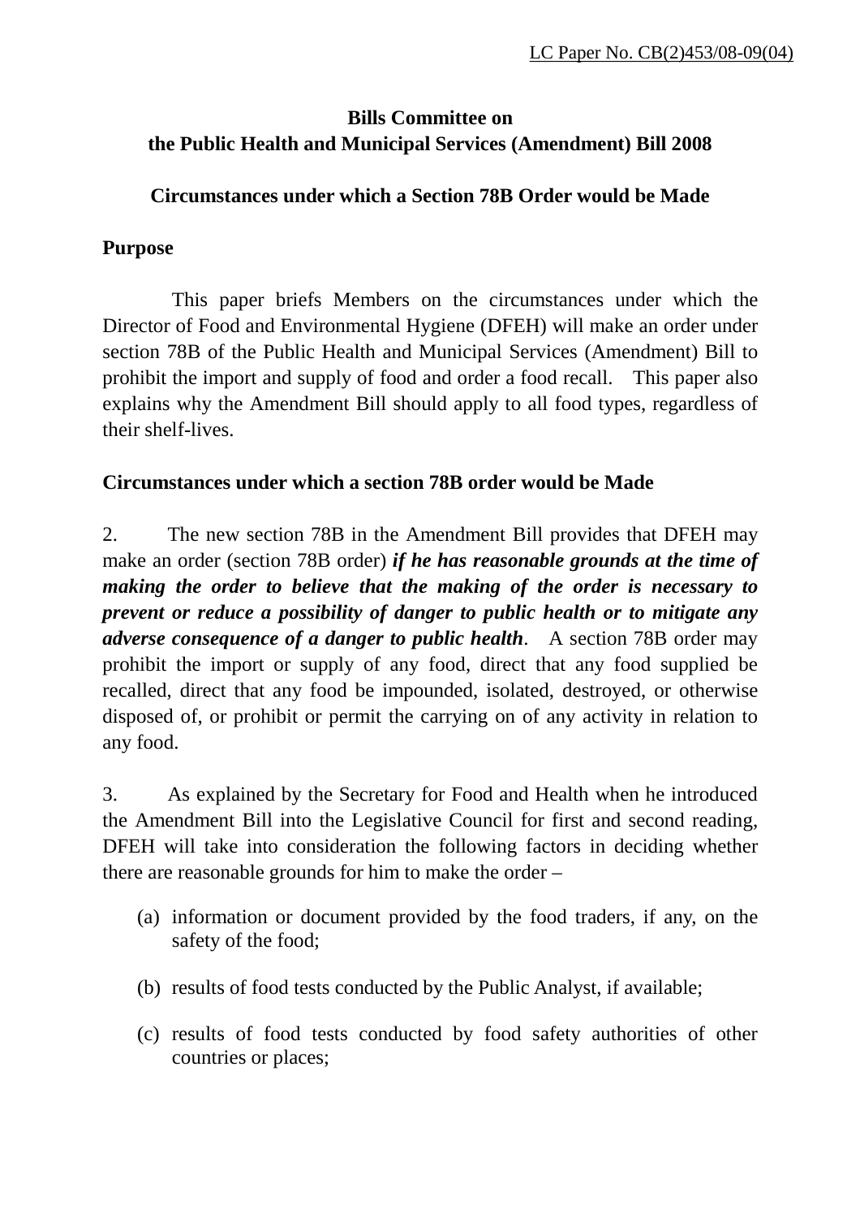LC Paper No. CB(2)453/08-09(04)

**Bills Committee on**
**the Public Health and Municipal Services (Amendment) Bill 2008**

**Circumstances under which a Section 78B Order would be Made**

**Purpose**

This paper briefs Members on the circumstances under which the Director of Food and Environmental Hygiene (DFEH) will make an order under section 78B of the Public Health and Municipal Services (Amendment) Bill to prohibit the import and supply of food and order a food recall. This paper also explains why the Amendment Bill should apply to all food types, regardless of their shelf-lives.

**Circumstances under which a section 78B order would be Made**

2. The new section 78B in the Amendment Bill provides that DFEH may make an order (section 78B order) ***if he has reasonable grounds at the time of making the order to believe that the making of the order is necessary to prevent or reduce a possibility of danger to public health or to mitigate any adverse consequence of a danger to public health***. A section 78B order may prohibit the import or supply of any food, direct that any food supplied be recalled, direct that any food be impounded, isolated, destroyed, or otherwise disposed of, or prohibit or permit the carrying on of any activity in relation to any food.

3. As explained by the Secretary for Food and Health when he introduced the Amendment Bill into the Legislative Council for first and second reading, DFEH will take into consideration the following factors in deciding whether there are reasonable grounds for him to make the order –

(a) information or document provided by the food traders, if any, on the safety of the food;

(b) results of food tests conducted by the Public Analyst, if available;

(c) results of food tests conducted by food safety authorities of other countries or places;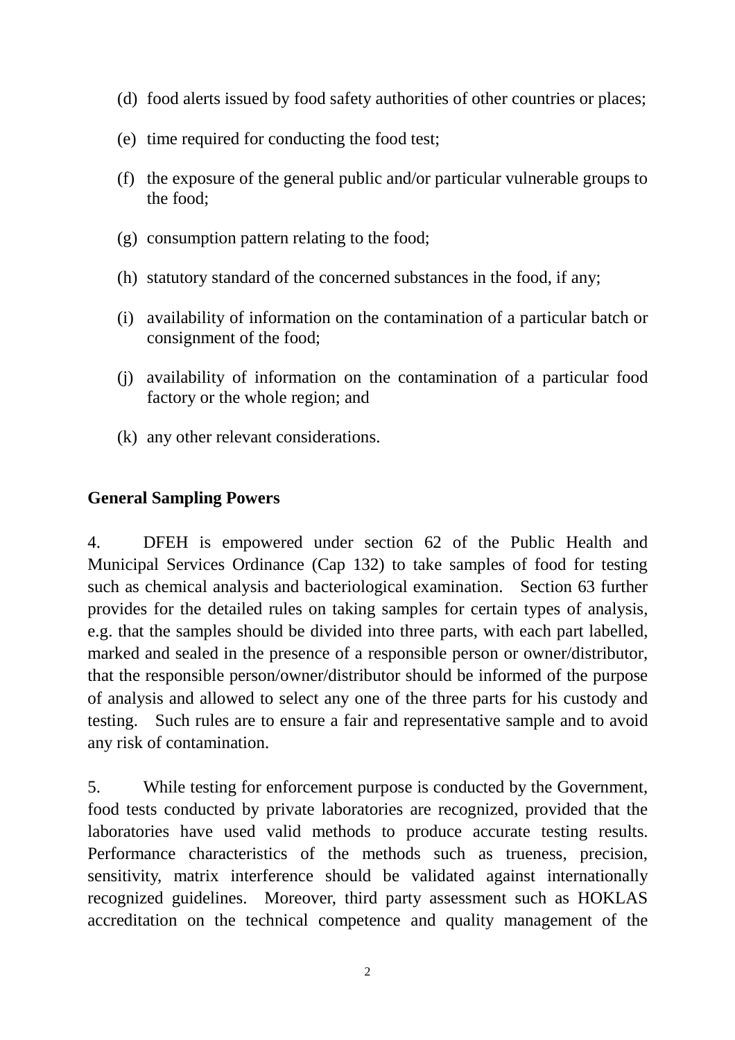(d) food alerts issued by food safety authorities of other countries or places;

(e) time required for conducting the food test;

(f) the exposure of the general public and/or particular vulnerable groups to the food;

(g) consumption pattern relating to the food;

(h) statutory standard of the concerned substances in the food, if any;

(i) availability of information on the contamination of a particular batch or consignment of the food;

(j) availability of information on the contamination of a particular food factory or the whole region; and

(k) any other relevant considerations.

**General Sampling Powers**

4. DFEH is empowered under section 62 of the Public Health and Municipal Services Ordinance (Cap 132) to take samples of food for testing such as chemical analysis and bacteriological examination. Section 63 further provides for the detailed rules on taking samples for certain types of analysis, e.g. that the samples should be divided into three parts, with each part labelled, marked and sealed in the presence of a responsible person or owner/distributor, that the responsible person/owner/distributor should be informed of the purpose of analysis and allowed to select any one of the three parts for his custody and testing. Such rules are to ensure a fair and representative sample and to avoid any risk of contamination.

5. While testing for enforcement purpose is conducted by the Government, food tests conducted by private laboratories are recognized, provided that the laboratories have used valid methods to produce accurate testing results. Performance characteristics of the methods such as trueness, precision, sensitivity, matrix interference should be validated against internationally recognized guidelines. Moreover, third party assessment such as HOKLAS accreditation on the technical competence and quality management of the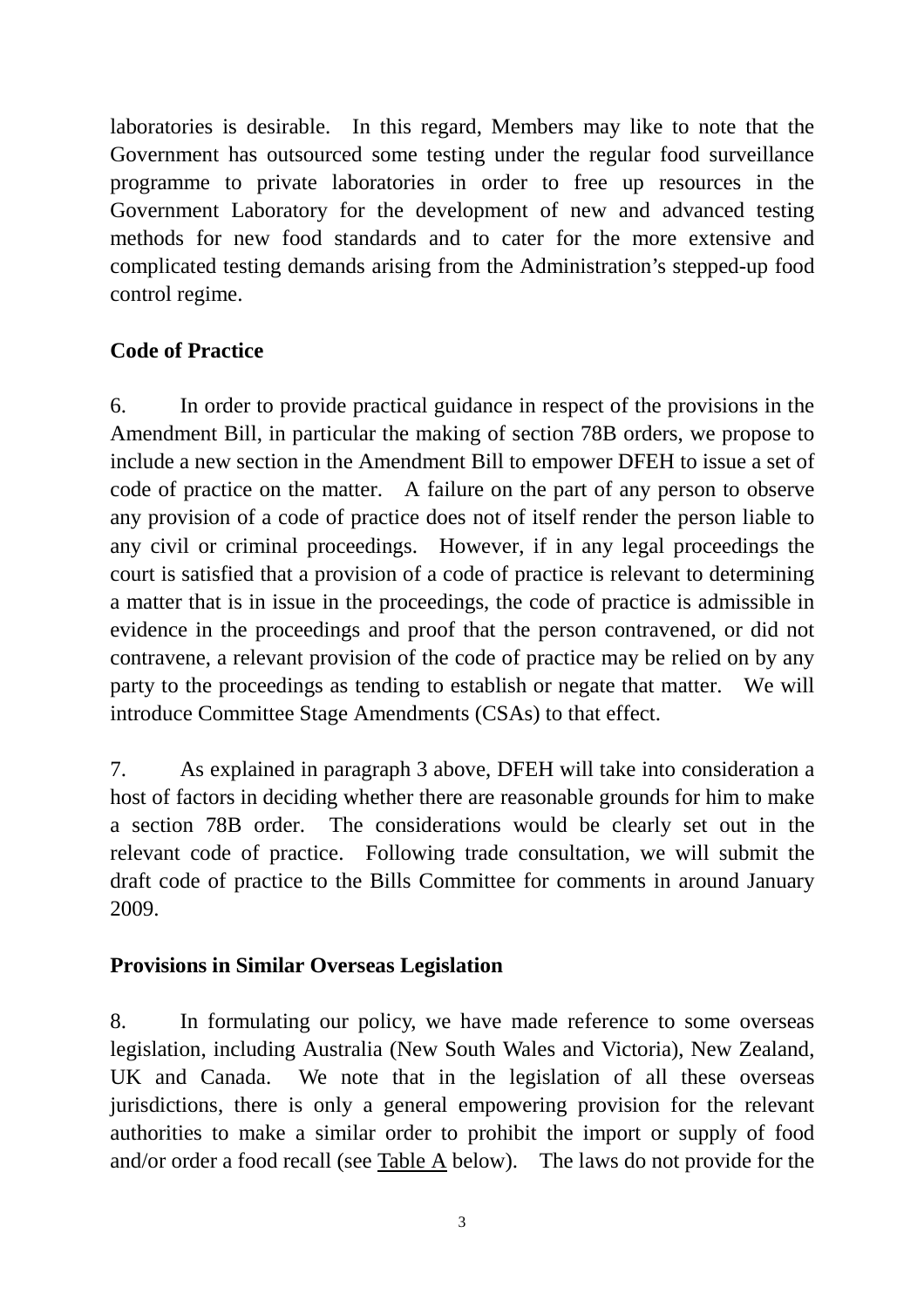laboratories is desirable. In this regard, Members may like to note that the Government has outsourced some testing under the regular food surveillance programme to private laboratories in order to free up resources in the Government Laboratory for the development of new and advanced testing methods for new food standards and to cater for the more extensive and complicated testing demands arising from the Administration's stepped-up food control regime.

**Code of Practice**

6. In order to provide practical guidance in respect of the provisions in the Amendment Bill, in particular the making of section 78B orders, we propose to include a new section in the Amendment Bill to empower DFEH to issue a set of code of practice on the matter. A failure on the part of any person to observe any provision of a code of practice does not of itself render the person liable to any civil or criminal proceedings. However, if in any legal proceedings the court is satisfied that a provision of a code of practice is relevant to determining a matter that is in issue in the proceedings, the code of practice is admissible in evidence in the proceedings and proof that the person contravened, or did not contravene, a relevant provision of the code of practice may be relied on by any party to the proceedings as tending to establish or negate that matter. We will introduce Committee Stage Amendments (CSAs) to that effect.

7. As explained in paragraph 3 above, DFEH will take into consideration a host of factors in deciding whether there are reasonable grounds for him to make a section 78B order. The considerations would be clearly set out in the relevant code of practice. Following trade consultation, we will submit the draft code of practice to the Bills Committee for comments in around January 2009.

**Provisions in Similar Overseas Legislation**

8. In formulating our policy, we have made reference to some overseas legislation, including Australia (New South Wales and Victoria), New Zealand, UK and Canada. We note that in the legislation of all these overseas jurisdictions, there is only a general empowering provision for the relevant authorities to make a similar order to prohibit the import or supply of food and/or order a food recall (see Table A below). The laws do not provide for the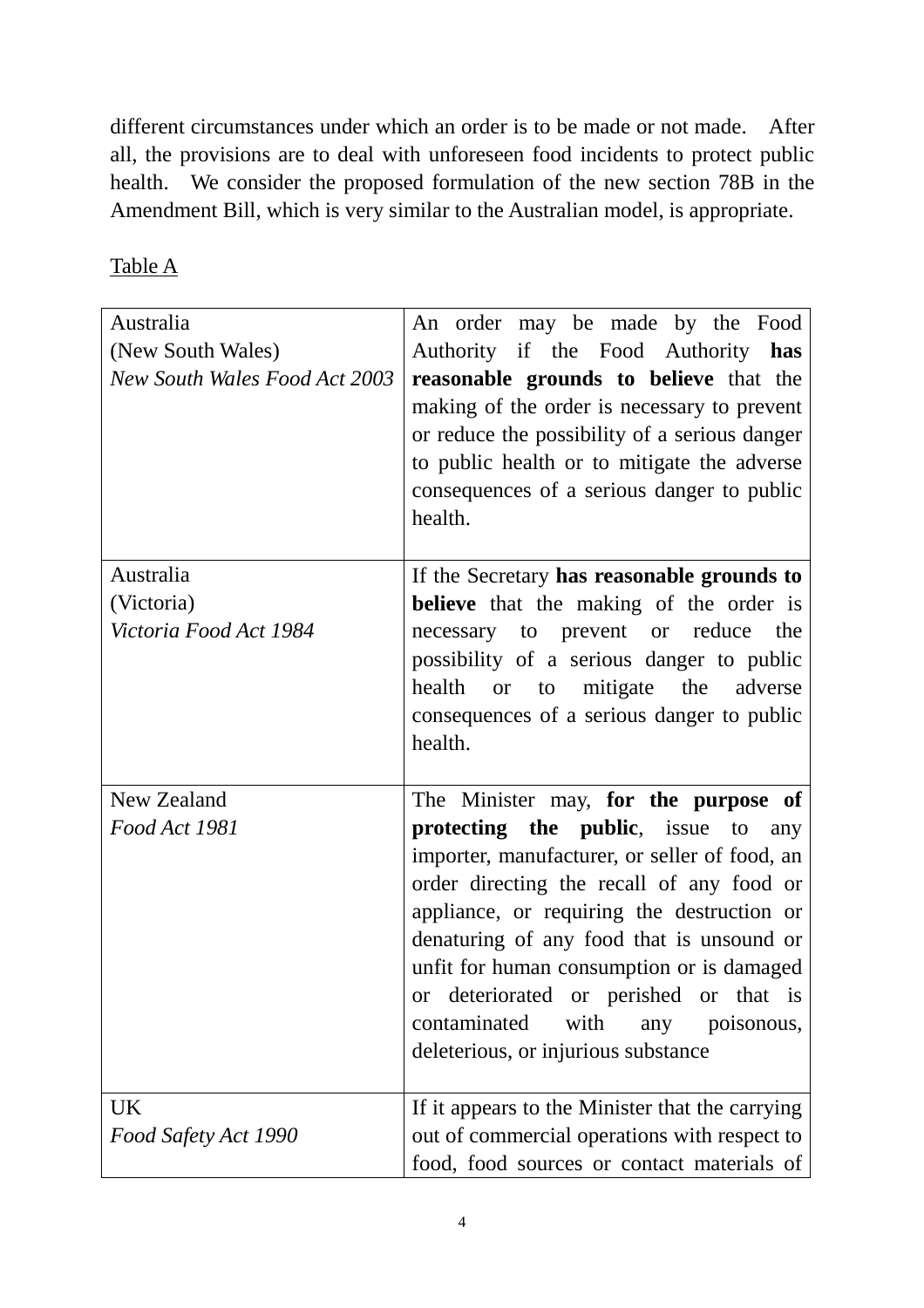different circumstances under which an order is to be made or not made. After all, the provisions are to deal with unforeseen food incidents to protect public health. We consider the proposed formulation of the new section 78B in the Amendment Bill, which is very similar to the Australian model, is appropriate.

Table A

| | |
|---|---|
| Australia<br>(New South Wales)<br>*New South Wales Food Act 2003* | An order may be made by the Food Authority if the Food Authority **has reasonable grounds to believe** that the making of the order is necessary to prevent or reduce the possibility of a serious danger to public health or to mitigate the adverse consequences of a serious danger to public health. |
| Australia<br>(Victoria)<br>*Victoria Food Act 1984* | If the Secretary **has reasonable grounds to believe** that the making of the order is necessary to prevent or reduce the possibility of a serious danger to public health or to mitigate the adverse consequences of a serious danger to public health. |
| New Zealand<br>*Food Act 1981* | The Minister may, **for the purpose of protecting the public**, issue to any importer, manufacturer, or seller of food, an order directing the recall of any food or appliance, or requiring the destruction or denaturing of any food that is unsound or unfit for human consumption or is damaged or deteriorated or perished or that is contaminated with any poisonous, deleterious, or injurious substance |
| UK<br>*Food Safety Act 1990* | If it appears to the Minister that the carrying out of commercial operations with respect to food, food sources or contact materials of |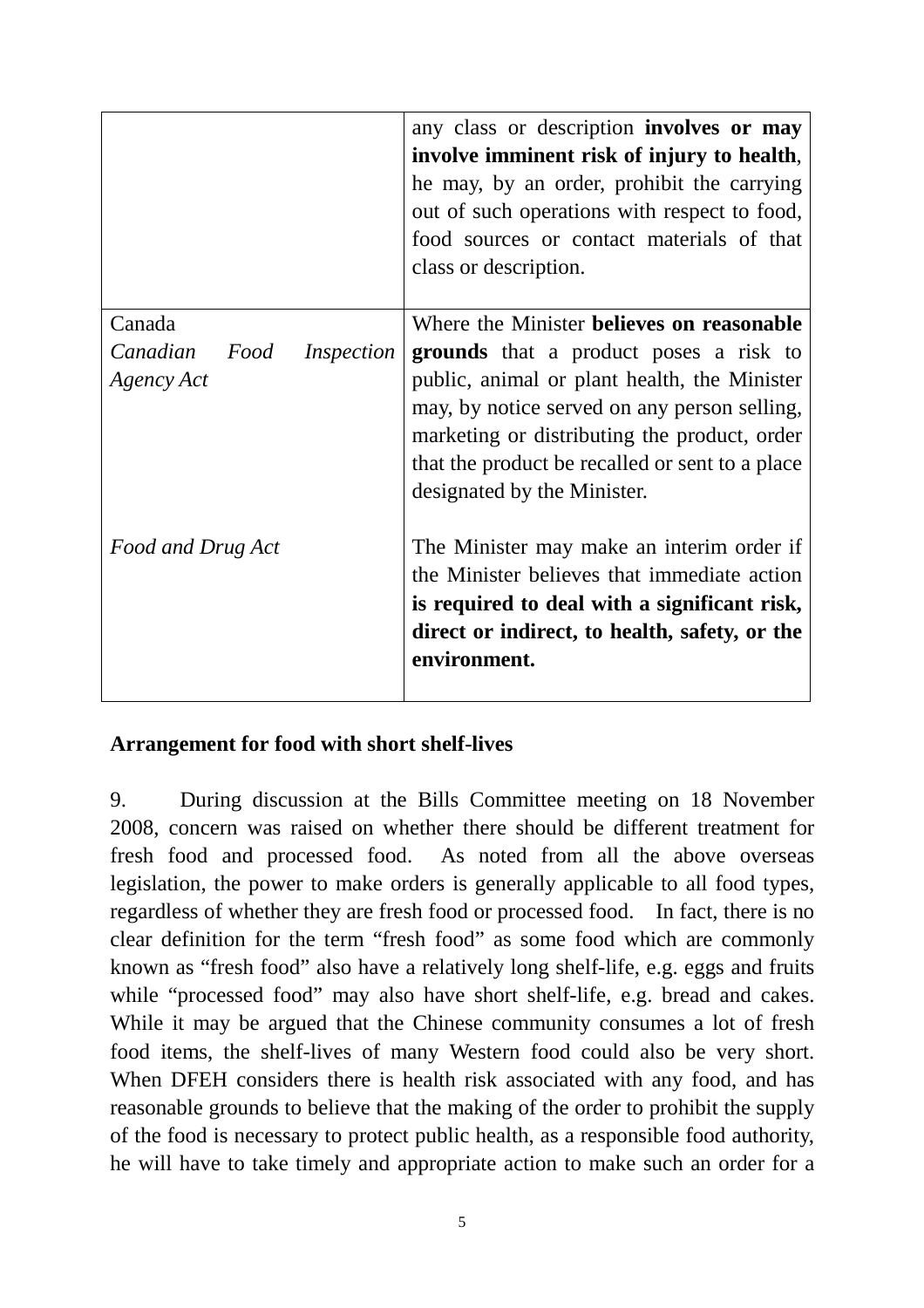| | |
|---|---|
| | any class or description **involves or may involve imminent risk of injury to health**, he may, by an order, prohibit the carrying out of such operations with respect to food, food sources or contact materials of that class or description. |
| Canada<br>*Canadian Food Inspection Agency Act* | Where the Minister **believes on reasonable grounds** that a product poses a risk to public, animal or plant health, the Minister may, by notice served on any person selling, marketing or distributing the product, order that the product be recalled or sent to a place designated by the Minister. |
| *Food and Drug Act* | The Minister may make an interim order if the Minister believes that immediate action **is required to deal with a significant risk, direct or indirect, to health, safety, or the environment.** |

**Arrangement for food with short shelf-lives**

9. During discussion at the Bills Committee meeting on 18 November 2008, concern was raised on whether there should be different treatment for fresh food and processed food. As noted from all the above overseas legislation, the power to make orders is generally applicable to all food types, regardless of whether they are fresh food or processed food. In fact, there is no clear definition for the term "fresh food" as some food which are commonly known as "fresh food" also have a relatively long shelf-life, e.g. eggs and fruits while "processed food" may also have short shelf-life, e.g. bread and cakes. While it may be argued that the Chinese community consumes a lot of fresh food items, the shelf-lives of many Western food could also be very short. When DFEH considers there is health risk associated with any food, and has reasonable grounds to believe that the making of the order to prohibit the supply of the food is necessary to protect public health, as a responsible food authority, he will have to take timely and appropriate action to make such an order for a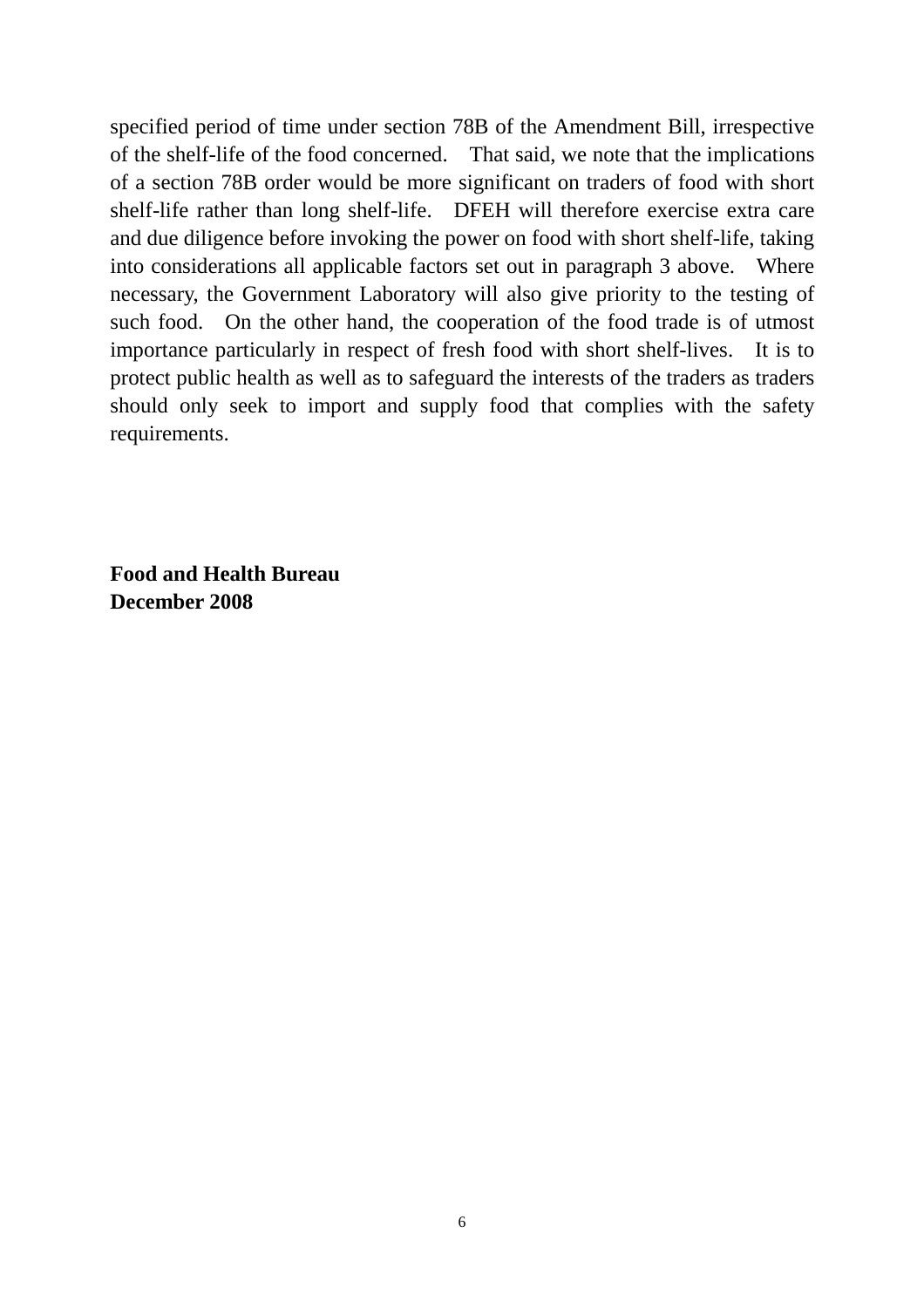specified period of time under section 78B of the Amendment Bill, irrespective of the shelf-life of the food concerned. That said, we note that the implications of a section 78B order would be more significant on traders of food with short shelf-life rather than long shelf-life. DFEH will therefore exercise extra care and due diligence before invoking the power on food with short shelf-life, taking into considerations all applicable factors set out in paragraph 3 above. Where necessary, the Government Laboratory will also give priority to the testing of such food. On the other hand, the cooperation of the food trade is of utmost importance particularly in respect of fresh food with short shelf-lives. It is to protect public health as well as to safeguard the interests of the traders as traders should only seek to import and supply food that complies with the safety requirements.

**Food and Health Bureau**
**December 2008**